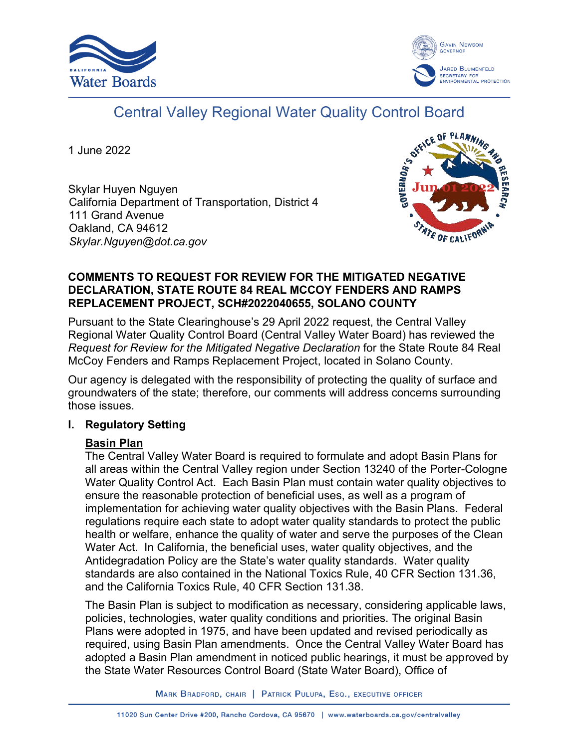# Central Valley Regional Water Quality Control Board

1 June 2022

Skylar Huyen Nguyen
California Department of Transportation, District 4
111 Grand Avenue
Oakland, CA 94612
*Skylar.Nguyen@dot.ca.gov*

**COMMENTS TO REQUEST FOR REVIEW FOR THE MITIGATED NEGATIVE DECLARATION, STATE ROUTE 84 REAL MCCOY FENDERS AND RAMPS REPLACEMENT PROJECT, SCH#2022040655, SOLANO COUNTY**

Pursuant to the State Clearinghouse's 29 April 2022 request, the Central Valley Regional Water Quality Control Board (Central Valley Water Board) has reviewed the *Request for Review for the Mitigated Negative Declaration* for the State Route 84 Real McCoy Fenders and Ramps Replacement Project, located in Solano County.

Our agency is delegated with the responsibility of protecting the quality of surface and groundwaters of the state; therefore, our comments will address concerns surrounding those issues.

## I. Regulatory Setting

### Basin Plan

The Central Valley Water Board is required to formulate and adopt Basin Plans for all areas within the Central Valley region under Section 13240 of the Porter-Cologne Water Quality Control Act. Each Basin Plan must contain water quality objectives to ensure the reasonable protection of beneficial uses, as well as a program of implementation for achieving water quality objectives with the Basin Plans. Federal regulations require each state to adopt water quality standards to protect the public health or welfare, enhance the quality of water and serve the purposes of the Clean Water Act. In California, the beneficial uses, water quality objectives, and the Antidegradation Policy are the State's water quality standards. Water quality standards are also contained in the National Toxics Rule, 40 CFR Section 131.36, and the California Toxics Rule, 40 CFR Section 131.38.

The Basin Plan is subject to modification as necessary, considering applicable laws, policies, technologies, water quality conditions and priorities. The original Basin Plans were adopted in 1975, and have been updated and revised periodically as required, using Basin Plan amendments. Once the Central Valley Water Board has adopted a Basin Plan amendment in noticed public hearings, it must be approved by the State Water Resources Control Board (State Water Board), Office of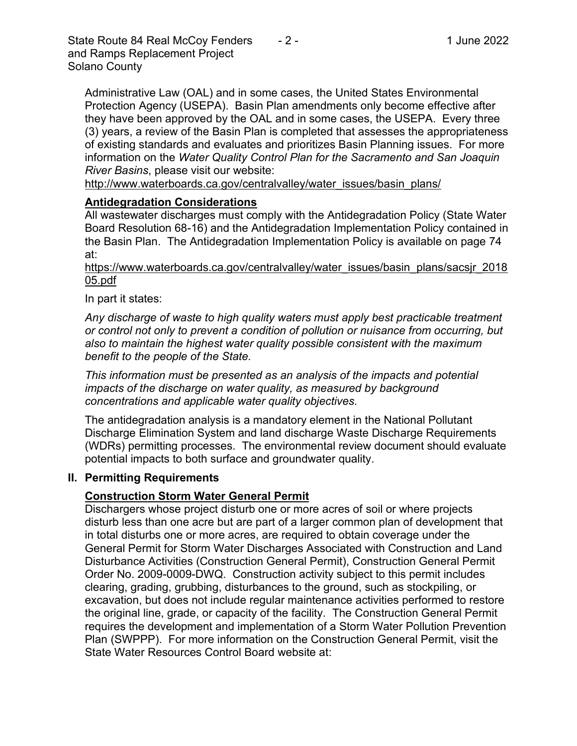Administrative Law (OAL) and in some cases, the United States Environmental Protection Agency (USEPA). Basin Plan amendments only become effective after they have been approved by the OAL and in some cases, the USEPA. Every three (3) years, a review of the Basin Plan is completed that assesses the appropriateness of existing standards and evaluates and prioritizes Basin Planning issues. For more information on the *Water Quality Control Plan for the Sacramento and San Joaquin River Basins*, please visit our website:

http://www.waterboards.ca.gov/centralvalley/water_issues/basin_plans/

**Antidegradation Considerations**

All wastewater discharges must comply with the Antidegradation Policy (State Water Board Resolution 68-16) and the Antidegradation Implementation Policy contained in the Basin Plan. The Antidegradation Implementation Policy is available on page 74 at:

https://www.waterboards.ca.gov/centralvalley/water_issues/basin_plans/sacsjr_201805.pdf

In part it states:

*Any discharge of waste to high quality waters must apply best practicable treatment or control not only to prevent a condition of pollution or nuisance from occurring, but also to maintain the highest water quality possible consistent with the maximum benefit to the people of the State.*

*This information must be presented as an analysis of the impacts and potential impacts of the discharge on water quality, as measured by background concentrations and applicable water quality objectives.*

The antidegradation analysis is a mandatory element in the National Pollutant Discharge Elimination System and land discharge Waste Discharge Requirements (WDRs) permitting processes. The environmental review document should evaluate potential impacts to both surface and groundwater quality.

## II. Permitting Requirements

**Construction Storm Water General Permit**

Dischargers whose project disturb one or more acres of soil or where projects disturb less than one acre but are part of a larger common plan of development that in total disturbs one or more acres, are required to obtain coverage under the General Permit for Storm Water Discharges Associated with Construction and Land Disturbance Activities (Construction General Permit), Construction General Permit Order No. 2009-0009-DWQ. Construction activity subject to this permit includes clearing, grading, grubbing, disturbances to the ground, such as stockpiling, or excavation, but does not include regular maintenance activities performed to restore the original line, grade, or capacity of the facility. The Construction General Permit requires the development and implementation of a Storm Water Pollution Prevention Plan (SWPPP). For more information on the Construction General Permit, visit the State Water Resources Control Board website at: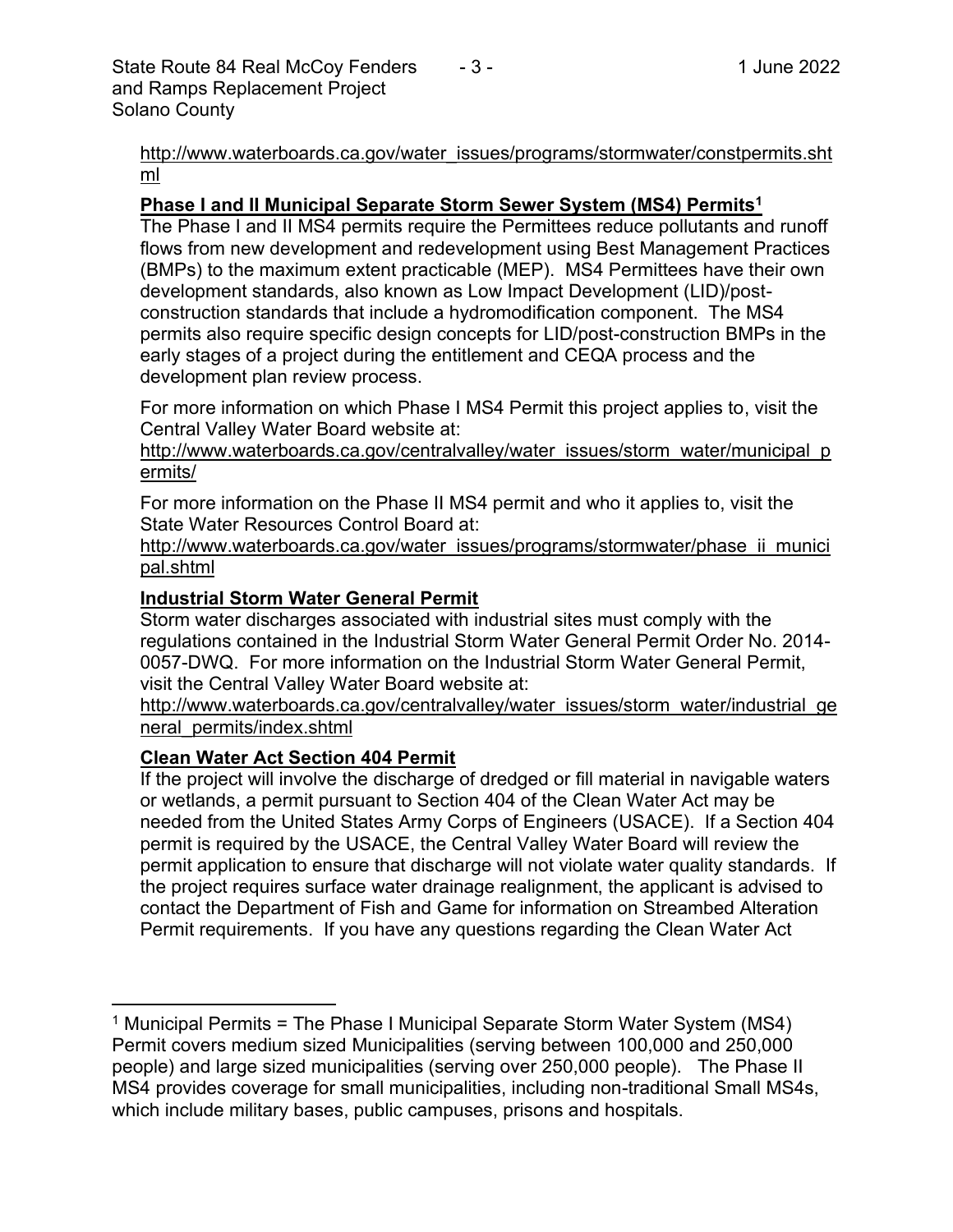http://www.waterboards.ca.gov/water_issues/programs/stormwater/constpermits.shtml

**Phase I and II Municipal Separate Storm Sewer System (MS4) Permits[1]**

The Phase I and II MS4 permits require the Permittees reduce pollutants and runoff flows from new development and redevelopment using Best Management Practices (BMPs) to the maximum extent practicable (MEP). MS4 Permittees have their own development standards, also known as Low Impact Development (LID)/post-construction standards that include a hydromodification component. The MS4 permits also require specific design concepts for LID/post-construction BMPs in the early stages of a project during the entitlement and CEQA process and the development plan review process.

For more information on which Phase I MS4 Permit this project applies to, visit the Central Valley Water Board website at:
http://www.waterboards.ca.gov/centralvalley/water_issues/storm_water/municipal_permits/

For more information on the Phase II MS4 permit and who it applies to, visit the State Water Resources Control Board at:
http://www.waterboards.ca.gov/water_issues/programs/stormwater/phase_ii_municipal.shtml

**Industrial Storm Water General Permit**

Storm water discharges associated with industrial sites must comply with the regulations contained in the Industrial Storm Water General Permit Order No. 2014-0057-DWQ. For more information on the Industrial Storm Water General Permit, visit the Central Valley Water Board website at:
http://www.waterboards.ca.gov/centralvalley/water_issues/storm_water/industrial_general_permits/index.shtml

**Clean Water Act Section 404 Permit**

If the project will involve the discharge of dredged or fill material in navigable waters or wetlands, a permit pursuant to Section 404 of the Clean Water Act may be needed from the United States Army Corps of Engineers (USACE). If a Section 404 permit is required by the USACE, the Central Valley Water Board will review the permit application to ensure that discharge will not violate water quality standards. If the project requires surface water drainage realignment, the applicant is advised to contact the Department of Fish and Game for information on Streambed Alteration Permit requirements. If you have any questions regarding the Clean Water Act

---

[1] Municipal Permits = The Phase I Municipal Separate Storm Water System (MS4) Permit covers medium sized Municipalities (serving between 100,000 and 250,000 people) and large sized municipalities (serving over 250,000 people). The Phase II MS4 provides coverage for small municipalities, including non-traditional Small MS4s, which include military bases, public campuses, prisons and hospitals.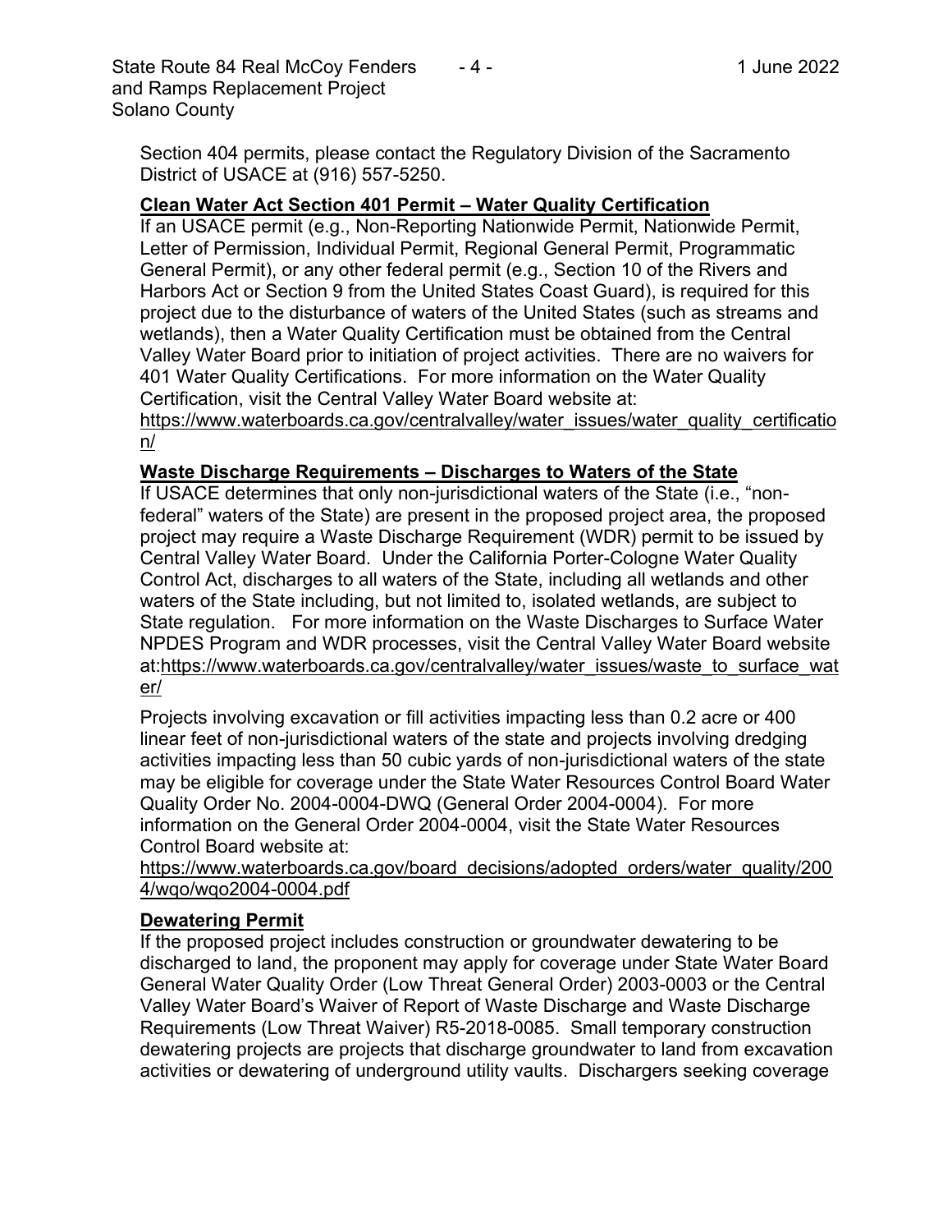Section 404 permits, please contact the Regulatory Division of the Sacramento District of USACE at (916) 557-5250.

**Clean Water Act Section 401 Permit – Water Quality Certification**

If an USACE permit (e.g., Non-Reporting Nationwide Permit, Nationwide Permit, Letter of Permission, Individual Permit, Regional General Permit, Programmatic General Permit), or any other federal permit (e.g., Section 10 of the Rivers and Harbors Act or Section 9 from the United States Coast Guard), is required for this project due to the disturbance of waters of the United States (such as streams and wetlands), then a Water Quality Certification must be obtained from the Central Valley Water Board prior to initiation of project activities. There are no waivers for 401 Water Quality Certifications. For more information on the Water Quality Certification, visit the Central Valley Water Board website at: https://www.waterboards.ca.gov/centralvalley/water_issues/water_quality_certification/

**Waste Discharge Requirements – Discharges to Waters of the State**

If USACE determines that only non-jurisdictional waters of the State (i.e., "non-federal" waters of the State) are present in the proposed project area, the proposed project may require a Waste Discharge Requirement (WDR) permit to be issued by Central Valley Water Board. Under the California Porter-Cologne Water Quality Control Act, discharges to all waters of the State, including all wetlands and other waters of the State including, but not limited to, isolated wetlands, are subject to State regulation. For more information on the Waste Discharges to Surface Water NPDES Program and WDR processes, visit the Central Valley Water Board website at:https://www.waterboards.ca.gov/centralvalley/water_issues/waste_to_surface_water/

Projects involving excavation or fill activities impacting less than 0.2 acre or 400 linear feet of non-jurisdictional waters of the state and projects involving dredging activities impacting less than 50 cubic yards of non-jurisdictional waters of the state may be eligible for coverage under the State Water Resources Control Board Water Quality Order No. 2004-0004-DWQ (General Order 2004-0004). For more information on the General Order 2004-0004, visit the State Water Resources Control Board website at: https://www.waterboards.ca.gov/board_decisions/adopted_orders/water_quality/2004/wqo/wqo2004-0004.pdf

**Dewatering Permit**

If the proposed project includes construction or groundwater dewatering to be discharged to land, the proponent may apply for coverage under State Water Board General Water Quality Order (Low Threat General Order) 2003-0003 or the Central Valley Water Board's Waiver of Report of Waste Discharge and Waste Discharge Requirements (Low Threat Waiver) R5-2018-0085. Small temporary construction dewatering projects are projects that discharge groundwater to land from excavation activities or dewatering of underground utility vaults. Dischargers seeking coverage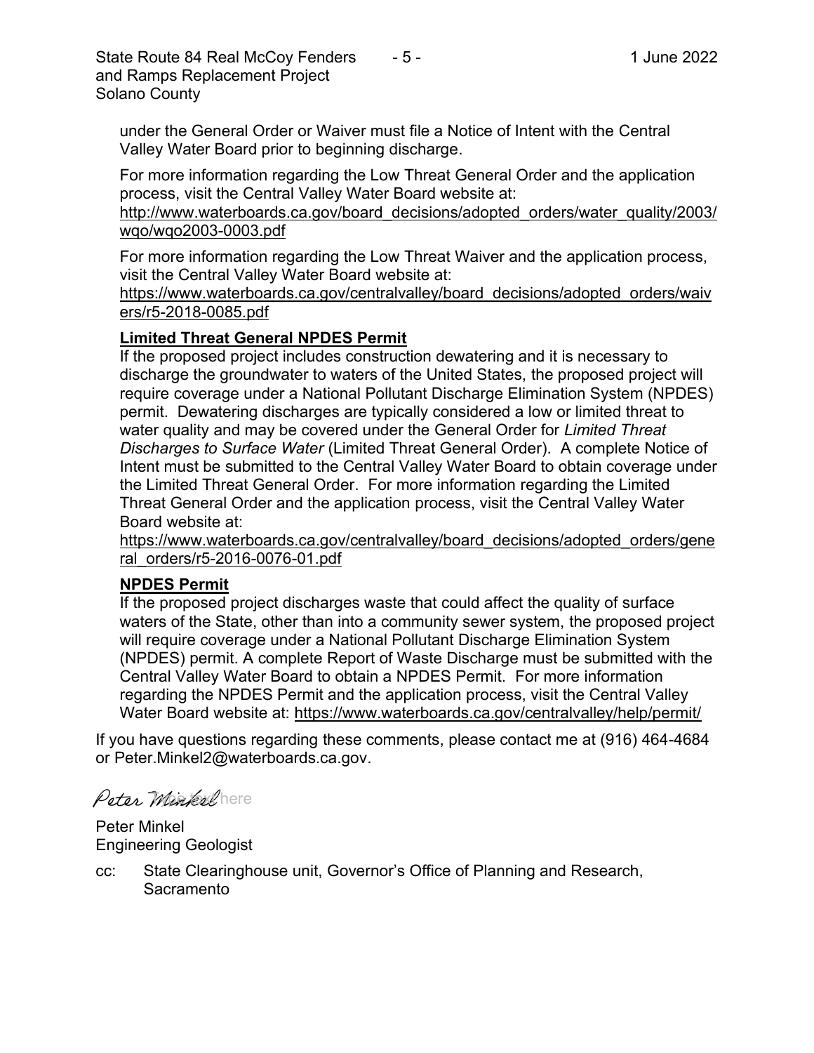under the General Order or Waiver must file a Notice of Intent with the Central Valley Water Board prior to beginning discharge.

For more information regarding the Low Threat General Order and the application process, visit the Central Valley Water Board website at: http://www.waterboards.ca.gov/board_decisions/adopted_orders/water_quality/2003/wqo/wqo2003-0003.pdf

For more information regarding the Low Threat Waiver and the application process, visit the Central Valley Water Board website at: https://www.waterboards.ca.gov/centralvalley/board_decisions/adopted_orders/waivers/r5-2018-0085.pdf

**Limited Threat General NPDES Permit**

If the proposed project includes construction dewatering and it is necessary to discharge the groundwater to waters of the United States, the proposed project will require coverage under a National Pollutant Discharge Elimination System (NPDES) permit. Dewatering discharges are typically considered a low or limited threat to water quality and may be covered under the General Order for *Limited Threat Discharges to Surface Water* (Limited Threat General Order). A complete Notice of Intent must be submitted to the Central Valley Water Board to obtain coverage under the Limited Threat General Order. For more information regarding the Limited Threat General Order and the application process, visit the Central Valley Water Board website at: https://www.waterboards.ca.gov/centralvalley/board_decisions/adopted_orders/general_orders/r5-2016-0076-01.pdf

**NPDES Permit**

If the proposed project discharges waste that could affect the quality of surface waters of the State, other than into a community sewer system, the proposed project will require coverage under a National Pollutant Discharge Elimination System (NPDES) permit. A complete Report of Waste Discharge must be submitted with the Central Valley Water Board to obtain a NPDES Permit. For more information regarding the NPDES Permit and the application process, visit the Central Valley Water Board website at: https://www.waterboards.ca.gov/centralvalley/help/permit/

If you have questions regarding these comments, please contact me at (916) 464-4684 or Peter.Minkel2@waterboards.ca.gov.

Peter Minkel

Peter Minkel
Engineering Geologist

cc: State Clearinghouse unit, Governor's Office of Planning and Research, Sacramento